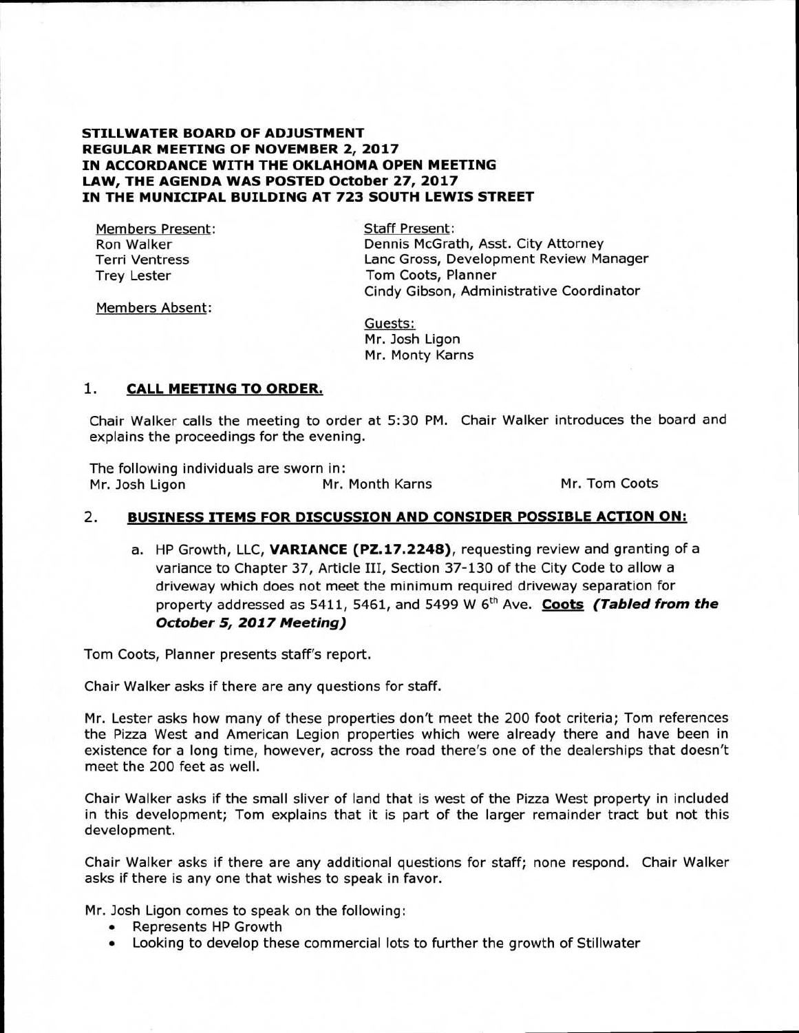**STILLWATER BOARD OF ADJUSTMENT**
**REGULAR MEETING OF NOVEMBER 2, 2017**
**IN ACCORDANCE WITH THE OKLAHOMA OPEN MEETING LAW, THE AGENDA WAS POSTED October 27, 2017**
**IN THE MUNICIPAL BUILDING AT 723 SOUTH LEWIS STREET**

Members Present:
Ron Walker
Terri Ventress
Trey Lester

Members Absent:

Staff Present:
Dennis McGrath, Asst. City Attorney
Lanc Gross, Development Review Manager
Tom Coots, Planner
Cindy Gibson, Administrative Coordinator

Guests:
Mr. Josh Ligon
Mr. Monty Karns

## 1. CALL MEETING TO ORDER.

Chair Walker calls the meeting to order at 5:30 PM. Chair Walker introduces the board and explains the proceedings for the evening.

The following individuals are sworn in:
Mr. Josh Ligon     Mr. Month Karns     Mr. Tom Coots

## 2. BUSINESS ITEMS FOR DISCUSSION AND CONSIDER POSSIBLE ACTION ON:

a. HP Growth, LLC, **VARIANCE (PZ.17.2248)**, requesting review and granting of a variance to Chapter 37, Article III, Section 37-130 of the City Code to allow a driveway which does not meet the minimum required driveway separation for property addressed as 5411, 5461, and 5499 W 6th Ave. **Coots** ***(Tabled from the October 5, 2017 Meeting)***

Tom Coots, Planner presents staff's report.

Chair Walker asks if there are any questions for staff.

Mr. Lester asks how many of these properties don't meet the 200 foot criteria; Tom references the Pizza West and American Legion properties which were already there and have been in existence for a long time, however, across the road there's one of the dealerships that doesn't meet the 200 feet as well.

Chair Walker asks if the small sliver of land that is west of the Pizza West property in included in this development; Tom explains that it is part of the larger remainder tract but not this development.

Chair Walker asks if there are any additional questions for staff; none respond. Chair Walker asks if there is any one that wishes to speak in favor.

Mr. Josh Ligon comes to speak on the following:

- Represents HP Growth
- Looking to develop these commercial lots to further the growth of Stillwater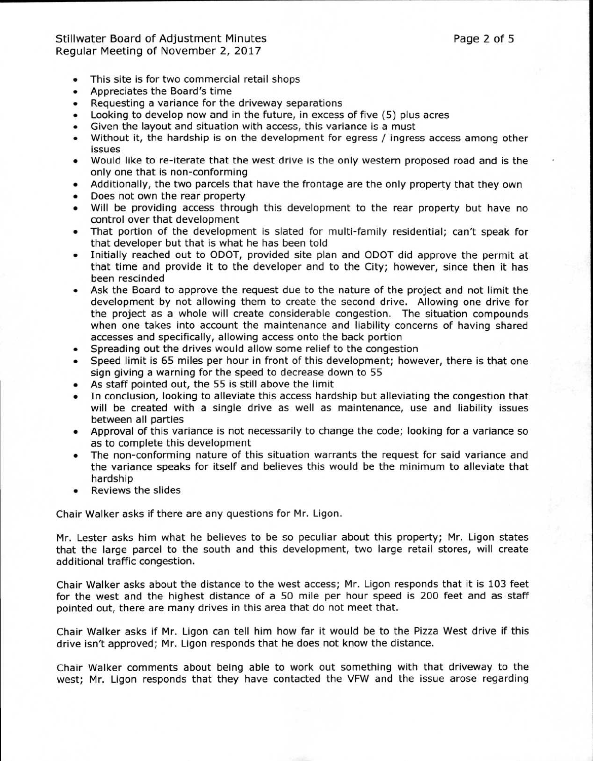- This site is for two commercial retail shops
- Appreciates the Board's time
- Requesting a variance for the driveway separations
- Looking to develop now and in the future, in excess of five (5) plus acres
- Given the layout and situation with access, this variance is a must
- Without it, the hardship is on the development for egress / ingress access among other issues
- Would like to re-iterate that the west drive is the only western proposed road and is the only one that is non-conforming
- Additionally, the two parcels that have the frontage are the only property that they own
- Does not own the rear property
- Will be providing access through this development to the rear property but have no control over that development
- That portion of the development is slated for multi-family residential; can't speak for that developer but that is what he has been told
- Initially reached out to ODOT, provided site plan and ODOT did approve the permit at that time and provide it to the developer and to the City; however, since then it has been rescinded
- Ask the Board to approve the request due to the nature of the project and not limit the development by not allowing them to create the second drive. Allowing one drive for the project as a whole will create considerable congestion. The situation compounds when one takes into account the maintenance and liability concerns of having shared accesses and specifically, allowing access onto the back portion
- Spreading out the drives would allow some relief to the congestion
- Speed limit is 65 miles per hour in front of this development; however, there is that one sign giving a warning for the speed to decrease down to 55
- As staff pointed out, the 55 is still above the limit
- In conclusion, looking to alleviate this access hardship but alleviating the congestion that will be created with a single drive as well as maintenance, use and liability issues between all parties
- Approval of this variance is not necessarily to change the code; looking for a variance so as to complete this development
- The non-conforming nature of this situation warrants the request for said variance and the variance speaks for itself and believes this would be the minimum to alleviate that hardship
- Reviews the slides

Chair Walker asks if there are any questions for Mr. Ligon.

Mr. Lester asks him what he believes to be so peculiar about this property; Mr. Ligon states that the large parcel to the south and this development, two large retail stores, will create additional traffic congestion.

Chair Walker asks about the distance to the west access; Mr. Ligon responds that it is 103 feet for the west and the highest distance of a 50 mile per hour speed is 200 feet and as staff pointed out, there are many drives in this area that do not meet that.

Chair Walker asks if Mr. Ligon can tell him how far it would be to the Pizza West drive if this drive isn't approved; Mr. Ligon responds that he does not know the distance.

Chair Walker comments about being able to work out something with that driveway to the west; Mr. Ligon responds that they have contacted the VFW and the issue arose regarding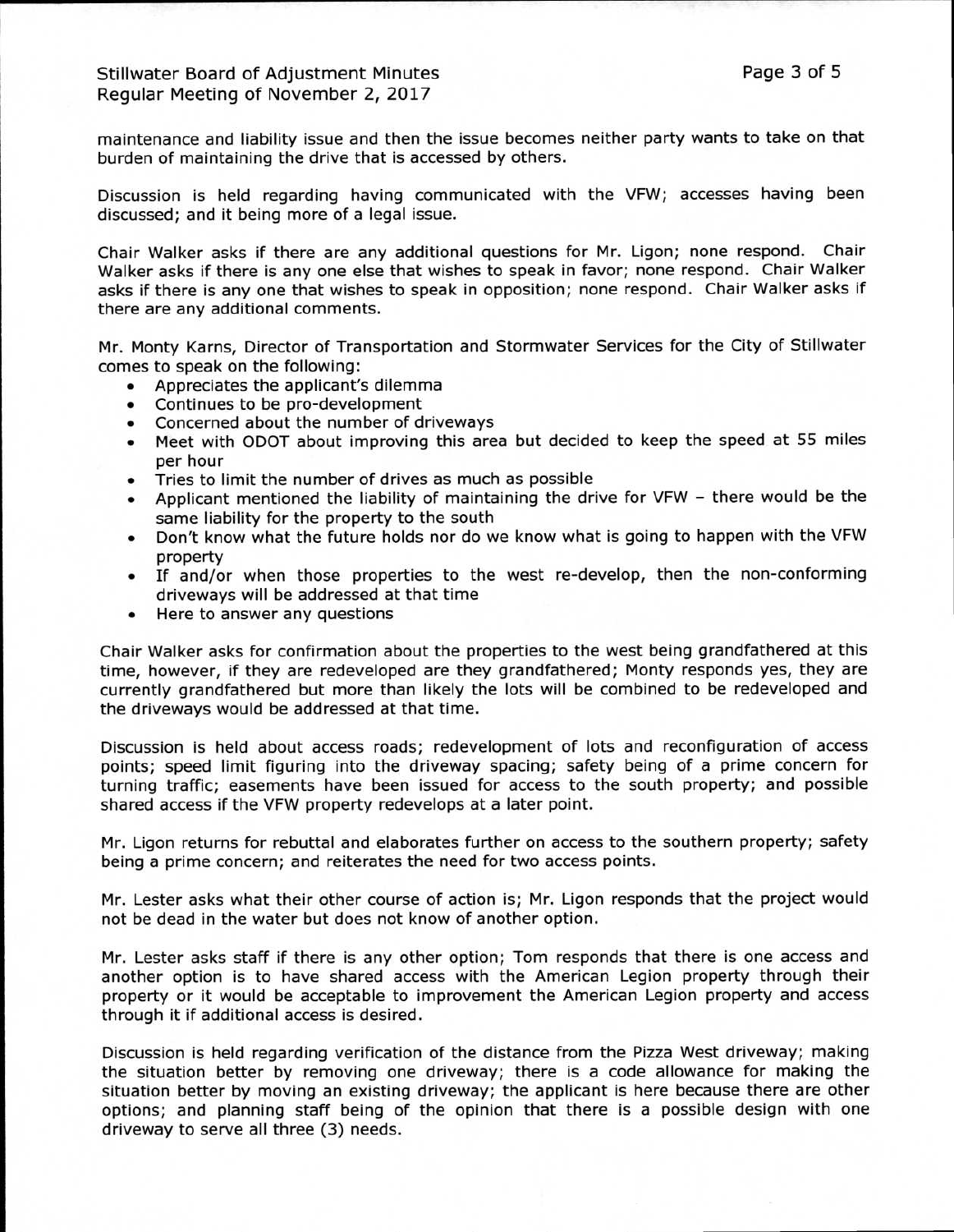maintenance and liability issue and then the issue becomes neither party wants to take on that burden of maintaining the drive that is accessed by others.

Discussion is held regarding having communicated with the VFW; accesses having been discussed; and it being more of a legal issue.

Chair Walker asks if there are any additional questions for Mr. Ligon; none respond. Chair Walker asks if there is any one else that wishes to speak in favor; none respond. Chair Walker asks if there is any one that wishes to speak in opposition; none respond. Chair Walker asks if there are any additional comments.

Mr. Monty Karns, Director of Transportation and Stormwater Services for the City of Stillwater comes to speak on the following:

- Appreciates the applicant's dilemma
- Continues to be pro-development
- Concerned about the number of driveways
- Meet with ODOT about improving this area but decided to keep the speed at 55 miles per hour
- Tries to limit the number of drives as much as possible
- Applicant mentioned the liability of maintaining the drive for VFW – there would be the same liability for the property to the south
- Don't know what the future holds nor do we know what is going to happen with the VFW property
- If and/or when those properties to the west re-develop, then the non-conforming driveways will be addressed at that time
- Here to answer any questions

Chair Walker asks for confirmation about the properties to the west being grandfathered at this time, however, if they are redeveloped are they grandfathered; Monty responds yes, they are currently grandfathered but more than likely the lots will be combined to be redeveloped and the driveways would be addressed at that time.

Discussion is held about access roads; redevelopment of lots and reconfiguration of access points; speed limit figuring into the driveway spacing; safety being of a prime concern for turning traffic; easements have been issued for access to the south property; and possible shared access if the VFW property redevelops at a later point.

Mr. Ligon returns for rebuttal and elaborates further on access to the southern property; safety being a prime concern; and reiterates the need for two access points.

Mr. Lester asks what their other course of action is; Mr. Ligon responds that the project would not be dead in the water but does not know of another option.

Mr. Lester asks staff if there is any other option; Tom responds that there is one access and another option is to have shared access with the American Legion property through their property or it would be acceptable to improvement the American Legion property and access through it if additional access is desired.

Discussion is held regarding verification of the distance from the Pizza West driveway; making the situation better by removing one driveway; there is a code allowance for making the situation better by moving an existing driveway; the applicant is here because there are other options; and planning staff being of the opinion that there is a possible design with one driveway to serve all three (3) needs.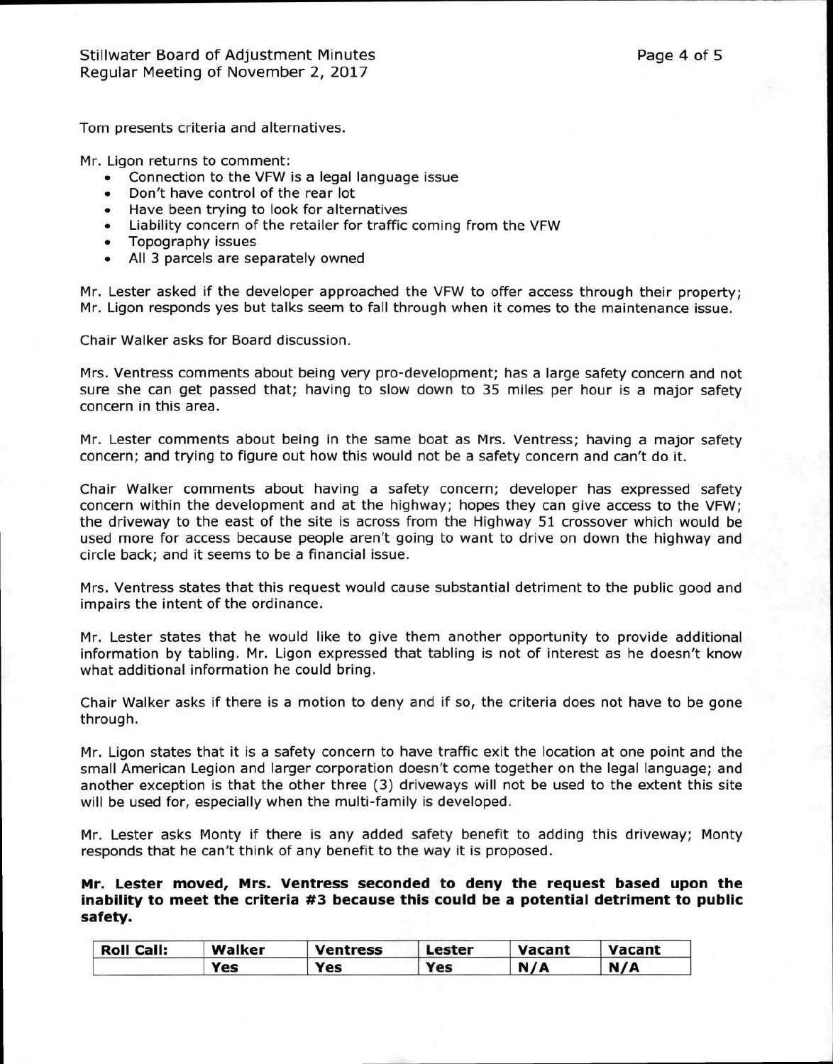Tom presents criteria and alternatives.

Mr. Ligon returns to comment:

- Connection to the VFW is a legal language issue
- Don't have control of the rear lot
- Have been trying to look for alternatives
- Liability concern of the retailer for traffic coming from the VFW
- Topography issues
- All 3 parcels are separately owned

Mr. Lester asked if the developer approached the VFW to offer access through their property; Mr. Ligon responds yes but talks seem to fall through when it comes to the maintenance issue.

Chair Walker asks for Board discussion.

Mrs. Ventress comments about being very pro-development; has a large safety concern and not sure she can get passed that; having to slow down to 35 miles per hour is a major safety concern in this area.

Mr. Lester comments about being in the same boat as Mrs. Ventress; having a major safety concern; and trying to figure out how this would not be a safety concern and can't do it.

Chair Walker comments about having a safety concern; developer has expressed safety concern within the development and at the highway; hopes they can give access to the VFW; the driveway to the east of the site is across from the Highway 51 crossover which would be used more for access because people aren't going to want to drive on down the highway and circle back; and it seems to be a financial issue.

Mrs. Ventress states that this request would cause substantial detriment to the public good and impairs the intent of the ordinance.

Mr. Lester states that he would like to give them another opportunity to provide additional information by tabling. Mr. Ligon expressed that tabling is not of interest as he doesn't know what additional information he could bring.

Chair Walker asks if there is a motion to deny and if so, the criteria does not have to be gone through.

Mr. Ligon states that it is a safety concern to have traffic exit the location at one point and the small American Legion and larger corporation doesn't come together on the legal language; and another exception is that the other three (3) driveways will not be used to the extent this site will be used for, especially when the multi-family is developed.

Mr. Lester asks Monty if there is any added safety benefit to adding this driveway; Monty responds that he can't think of any benefit to the way it is proposed.

**Mr. Lester moved, Mrs. Ventress seconded to deny the request based upon the inability to meet the criteria #3 because this could be a potential detriment to public safety.**

| Roll Call: | Walker | Ventress | Lester | Vacant | Vacant |
|---|---|---|---|---|---|
| | Yes | Yes | Yes | N/A | N/A |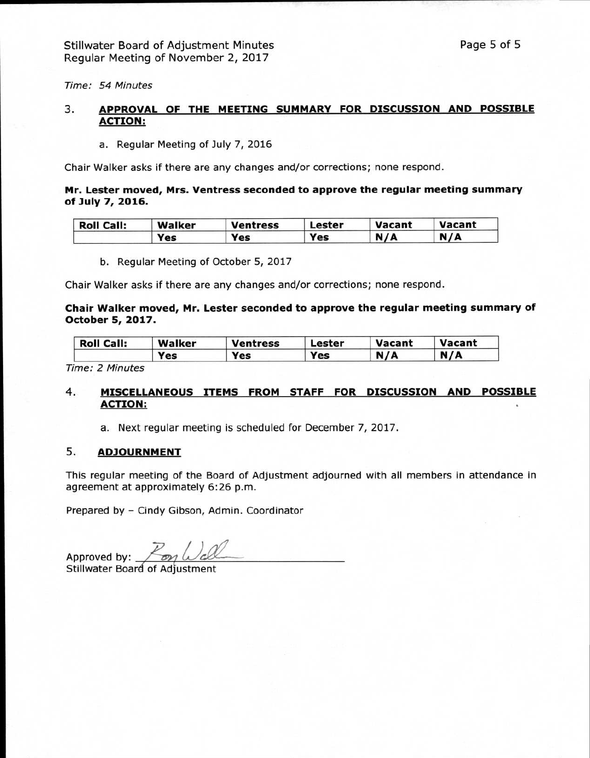*Time: 54 Minutes*

3. **APPROVAL OF THE MEETING SUMMARY FOR DISCUSSION AND POSSIBLE ACTION:**

   a. Regular Meeting of July 7, 2016

Chair Walker asks if there are any changes and/or corrections; none respond.

**Mr. Lester moved, Mrs. Ventress seconded to approve the regular meeting summary of July 7, 2016.**

| Roll Call: | Walker | Ventress | Lester | Vacant | Vacant |
|---|---|---|---|---|---|
| | Yes | Yes | Yes | N/A | N/A |

   b. Regular Meeting of October 5, 2017

Chair Walker asks if there are any changes and/or corrections; none respond.

**Chair Walker moved, Mr. Lester seconded to approve the regular meeting summary of October 5, 2017.**

| Roll Call: | Walker | Ventress | Lester | Vacant | Vacant |
|---|---|---|---|---|---|
| | Yes | Yes | Yes | N/A | N/A |

*Time: 2 Minutes*

4. **MISCELLANEOUS ITEMS FROM STAFF FOR DISCUSSION AND POSSIBLE ACTION:**

   a. Next regular meeting is scheduled for December 7, 2017.

5. **ADJOURNMENT**

This regular meeting of the Board of Adjustment adjourned with all members in attendance in agreement at approximately 6:26 p.m.

Prepared by – Cindy Gibson, Admin. Coordinator

Approved by: Ron Wall
Stillwater Board of Adjustment